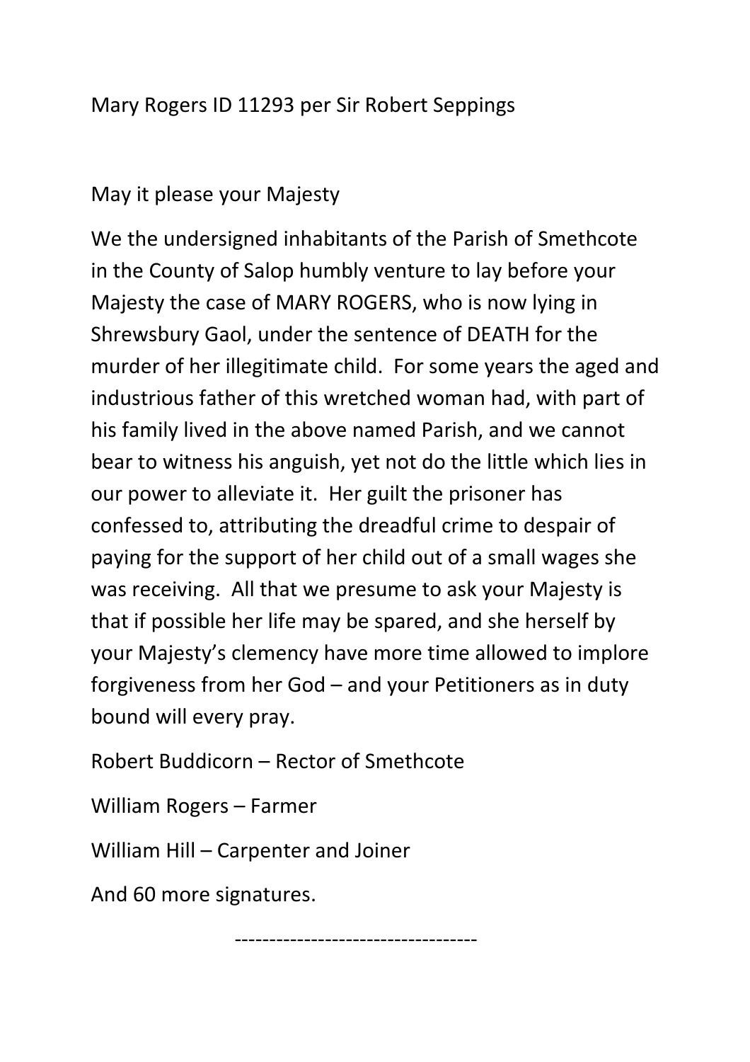Mary Rogers ID 11293 per Sir Robert Seppings

May it please your Majesty

We the undersigned inhabitants of the Parish of Smethcote in the County of Salop humbly venture to lay before your Majesty the case of MARY ROGERS, who is now lying in Shrewsbury Gaol, under the sentence of DEATH for the murder of her illegitimate child. For some years the aged and industrious father of this wretched woman had, with part of his family lived in the above named Parish, and we cannot bear to witness his anguish, yet not do the little which lies in our power to alleviate it. Her guilt the prisoner has confessed to, attributing the dreadful crime to despair of paying for the support of her child out of a small wages she was receiving. All that we presume to ask your Majesty is that if possible her life may be spared, and she herself by your Majesty's clemency have more time allowed to implore forgiveness from her God – and your Petitioners as in duty bound will every pray.

Robert Buddicorn – Rector of Smethcote

William Rogers – Farmer

William Hill – Carpenter and Joiner

And 60 more signatures.

----------------------------------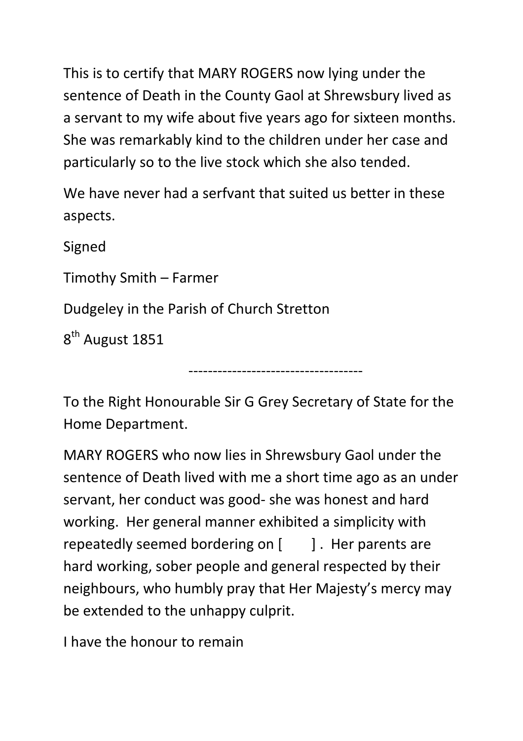This is to certify that MARY ROGERS now lying under the sentence of Death in the County Gaol at Shrewsbury lived as a servant to my wife about five years ago for sixteen months. She was remarkably kind to the children under her case and particularly so to the live stock which she also tended.

We have never had a serfvant that suited us better in these aspects.

Signed

Timothy Smith – Farmer

Dudgeley in the Parish of Church Stretton

8th August 1851

------------------------------------

To the Right Honourable Sir G Grey Secretary of State for the Home Department.

MARY ROGERS who now lies in Shrewsbury Gaol under the sentence of Death lived with me a short time ago as an under servant, her conduct was good- she was honest and hard working. Her general manner exhibited a simplicity with repeatedly seemed bordering on [ ] . Her parents are hard working, sober people and general respected by their neighbours, who humbly pray that Her Majesty's mercy may be extended to the unhappy culprit.

I have the honour to remain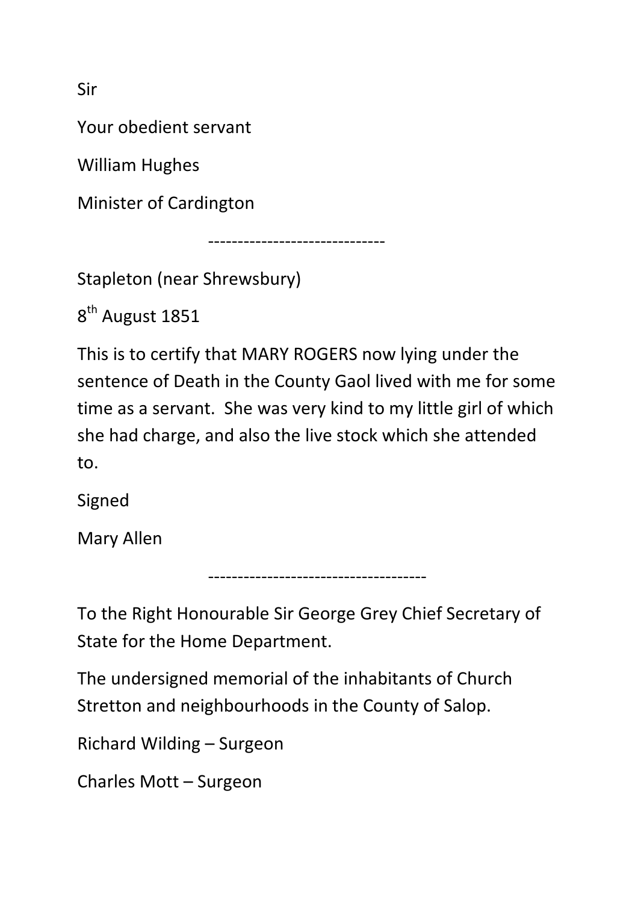Sir

Your obedient servant

William Hughes

Minister of Cardington

------------------------------

Stapleton (near Shrewsbury)

8th August 1851

This is to certify that MARY ROGERS now lying under the sentence of Death in the County Gaol lived with me for some time as a servant. She was very kind to my little girl of which she had charge, and also the live stock which she attended to.

Signed

Mary Allen

-------------------------------------

To the Right Honourable Sir George Grey Chief Secretary of State for the Home Department.

The undersigned memorial of the inhabitants of Church Stretton and neighbourhoods in the County of Salop.

Richard Wilding – Surgeon

Charles Mott – Surgeon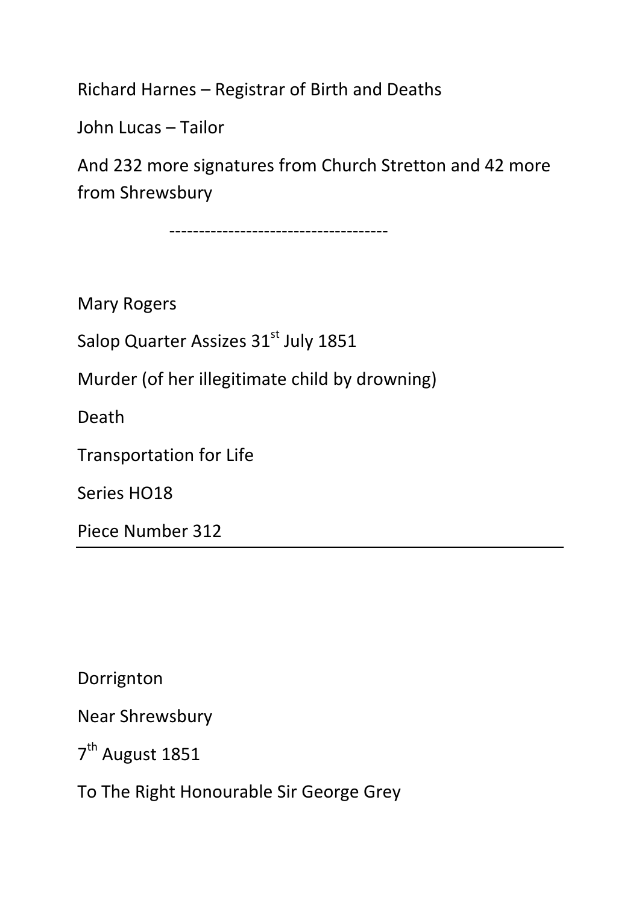Richard Harnes – Registrar of Birth and Deaths

John Lucas – Tailor

And 232 more signatures from Church Stretton and 42 more from Shrewsbury

-------------------------------------

Mary Rogers

Salop Quarter Assizes 31st July 1851

Murder (of her illegitimate child by drowning)

Death

Transportation for Life

Series HO18

Piece Number 312

---

Dorrignton

Near Shrewsbury

7th August 1851

To The Right Honourable Sir George Grey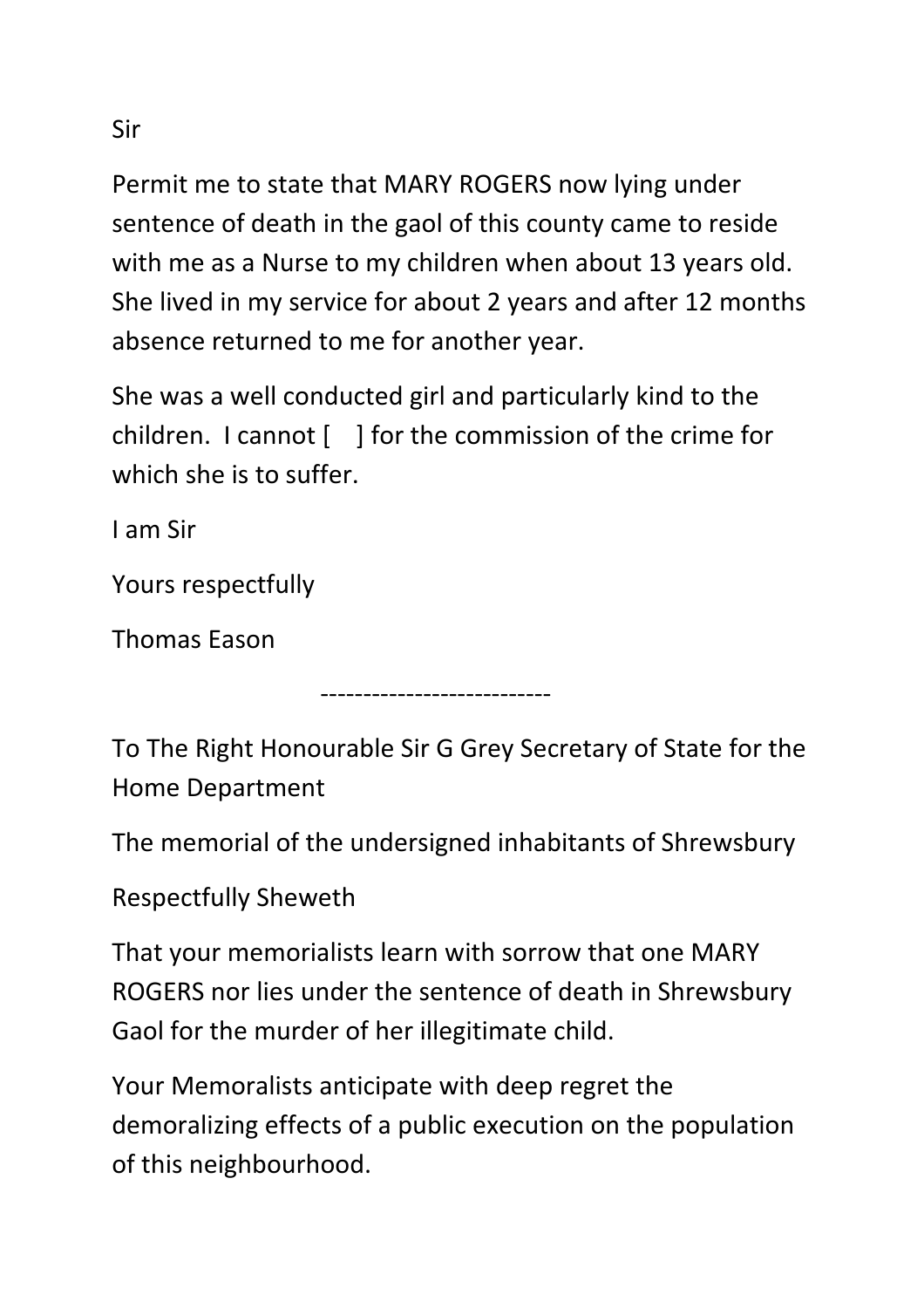Sir

Permit me to state that MARY ROGERS now lying under sentence of death in the gaol of this county came to reside with me as a Nurse to my children when about 13 years old. She lived in my service for about 2 years and after 12 months absence returned to me for another year.

She was a well conducted girl and particularly kind to the children. I cannot [ ] for the commission of the crime for which she is to suffer.

I am Sir

Yours respectfully

Thomas Eason

---------------------------

To The Right Honourable Sir G Grey Secretary of State for the Home Department

The memorial of the undersigned inhabitants of Shrewsbury

Respectfully Sheweth

That your memorialists learn with sorrow that one MARY ROGERS nor lies under the sentence of death in Shrewsbury Gaol for the murder of her illegitimate child.

Your Memoralists anticipate with deep regret the demoralizing effects of a public execution on the population of this neighbourhood.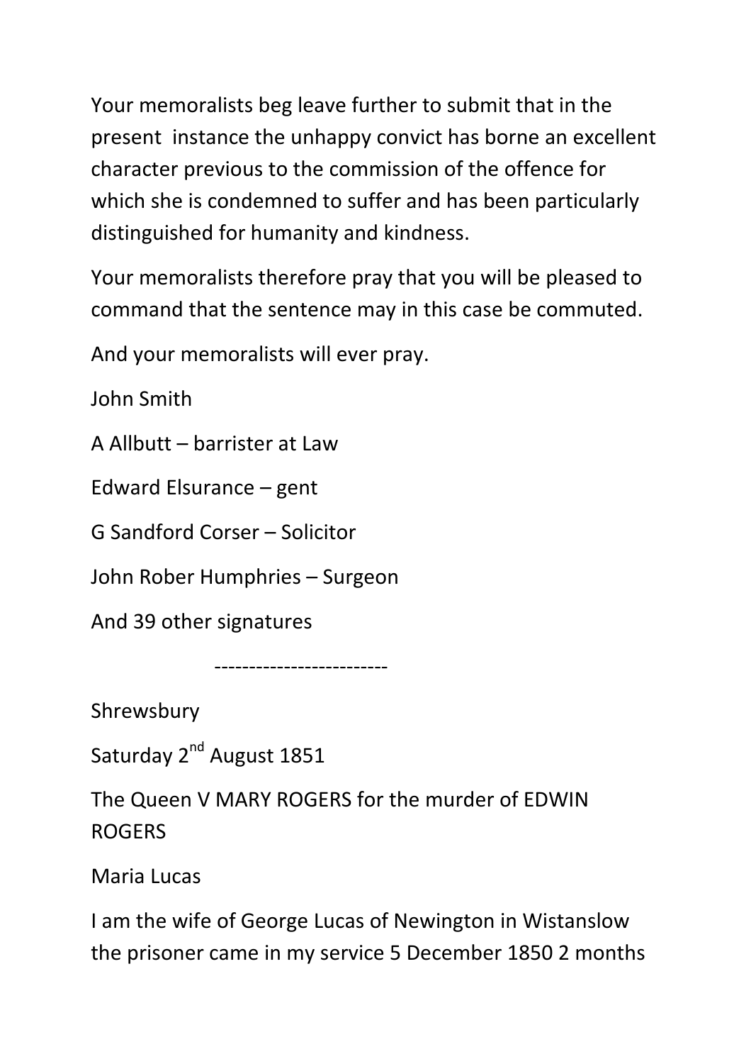Your memoralists beg leave further to submit that in the present instance the unhappy convict has borne an excellent character previous to the commission of the offence for which she is condemned to suffer and has been particularly distinguished for humanity and kindness.

Your memoralists therefore pray that you will be pleased to command that the sentence may in this case be commuted.

And your memoralists will ever pray.

John Smith

A Allbutt – barrister at Law

Edward Elsurance – gent

G Sandford Corser – Solicitor

John Rober Humphries – Surgeon

And 39 other signatures

-------------------------

Shrewsbury

Saturday 2nd August 1851

The Queen V MARY ROGERS for the murder of EDWIN ROGERS

Maria Lucas

I am the wife of George Lucas of Newington in Wistanslow the prisoner came in my service 5 December 1850 2 months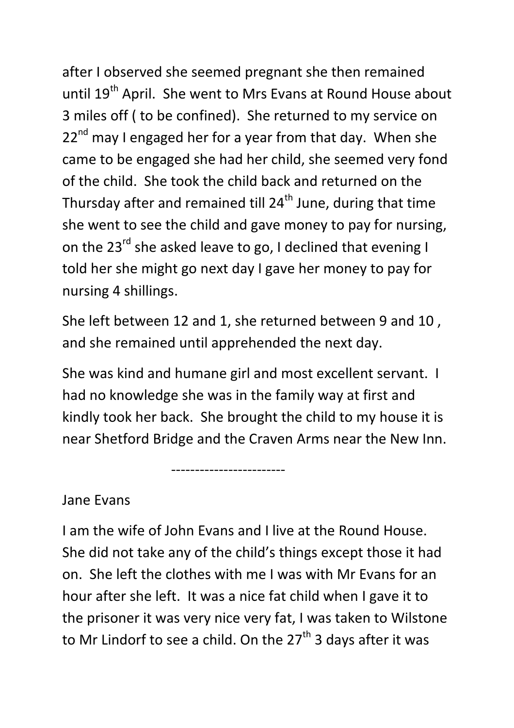after I observed she seemed pregnant she then remained until 19th April. She went to Mrs Evans at Round House about 3 miles off ( to be confined). She returned to my service on 22nd may I engaged her for a year from that day. When she came to be engaged she had her child, she seemed very fond of the child. She took the child back and returned on the Thursday after and remained till 24th June, during that time she went to see the child and gave money to pay for nursing, on the 23rd she asked leave to go, I declined that evening I told her she might go next day I gave her money to pay for nursing 4 shillings.

She left between 12 and 1, she returned between 9 and 10 , and she remained until apprehended the next day.

She was kind and humane girl and most excellent servant. I had no knowledge she was in the family way at first and kindly took her back. She brought the child to my house it is near Shetford Bridge and the Craven Arms near the New Inn.

-----------------------

Jane Evans

I am the wife of John Evans and I live at the Round House. She did not take any of the child's things except those it had on. She left the clothes with me I was with Mr Evans for an hour after she left. It was a nice fat child when I gave it to the prisoner it was very nice very fat, I was taken to Wilstone to Mr Lindorf to see a child. On the 27th 3 days after it was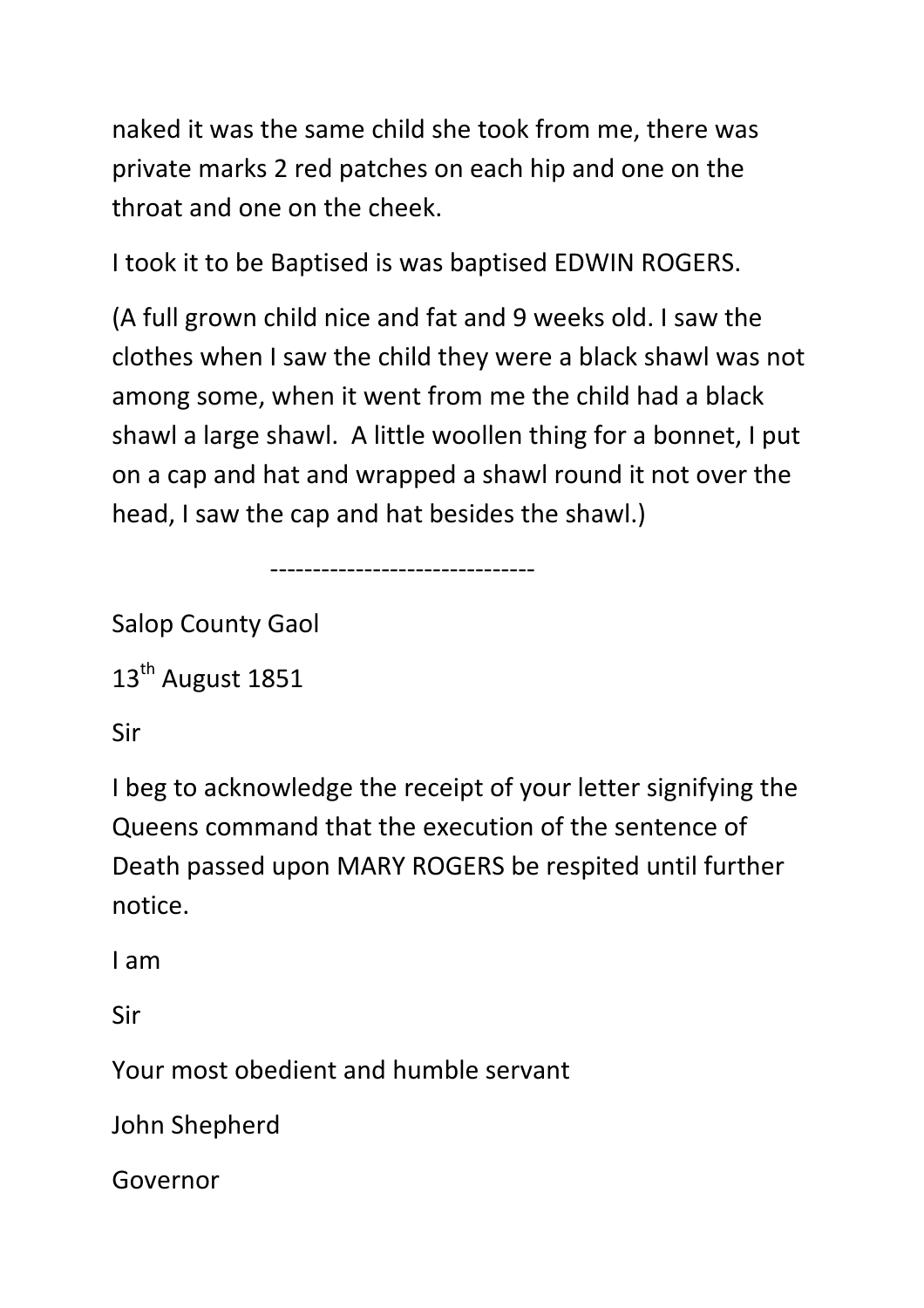naked it was the same child she took from me, there was private marks 2 red patches on each hip and one on the throat and one on the cheek.

I took it to be Baptised is was baptised EDWIN ROGERS.

(A full grown child nice and fat and 9 weeks old. I saw the clothes when I saw the child they were a black shawl was not among some, when it went from me the child had a black shawl a large shawl.  A little woollen thing for a bonnet, I put on a cap and hat and wrapped a shawl round it not over the head, I saw the cap and hat besides the shawl.)

-------------------------------

Salop County Gaol

13th August 1851

Sir

I beg to acknowledge the receipt of your letter signifying the Queens command that the execution of the sentence of Death passed upon MARY ROGERS be respited until further notice.

I am

Sir

Your most obedient and humble servant

John Shepherd

Governor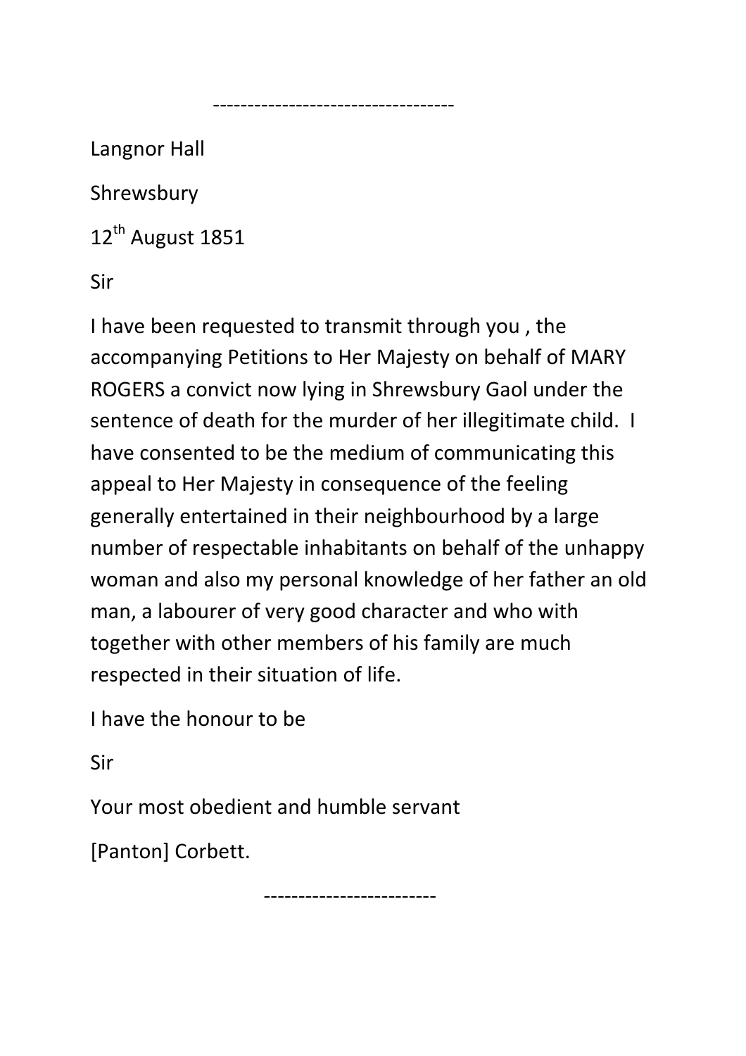----------------------------------

Langnor Hall

Shrewsbury

12th August 1851

Sir

I have been requested to transmit through you , the accompanying Petitions to Her Majesty on behalf of MARY ROGERS a convict now lying in Shrewsbury Gaol under the sentence of death for the murder of her illegitimate child. I have consented to be the medium of communicating this appeal to Her Majesty in consequence of the feeling generally entertained in their neighbourhood by a large number of respectable inhabitants on behalf of the unhappy woman and also my personal knowledge of her father an old man, a labourer of very good character and who with together with other members of his family are much respected in their situation of life.

I have the honour to be

Sir

Your most obedient and humble servant

[Panton] Corbett.

-------------------------